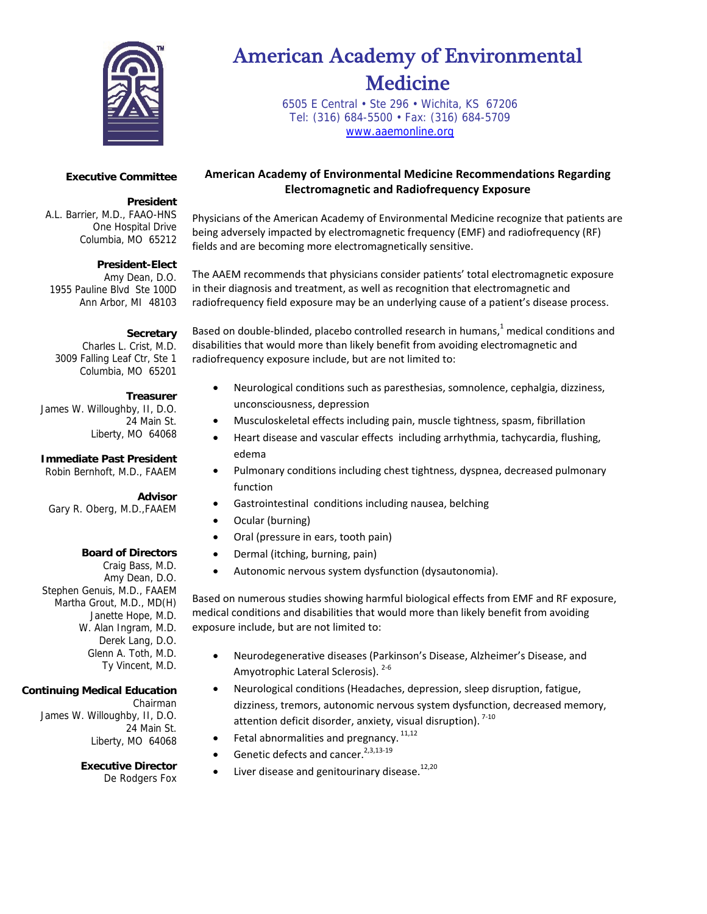# American Academy of Environmental Medicine

6505 E Central • Ste 296 • Wichita, KS 67206
Tel: (316) 684-5500 • Fax: (316) 684-5709
www.aaemonline.org

**Executive Committee**

**President**
A.L. Barrier, M.D., FAAO-HNS
One Hospital Drive
Columbia, MO 65212

**President-Elect**
Amy Dean, D.O.
1955 Pauline Blvd Ste 100D
Ann Arbor, MI 48103

**Secretary**
Charles L. Crist, M.D.
3009 Falling Leaf Ctr, Ste 1
Columbia, MO 65201

**Treasurer**
James W. Willoughby, II, D.O.
24 Main St.
Liberty, MO 64068

**Immediate Past President**
Robin Bernhoft, M.D., FAAEM

**Advisor**
Gary R. Oberg, M.D.,FAAEM

**Board of Directors**
Craig Bass, M.D.
Amy Dean, D.O.
Stephen Genuis, M.D., FAAEM
Martha Grout, M.D., MD(H)
Janette Hope, M.D.
W. Alan Ingram, M.D.
Derek Lang, D.O.
Glenn A. Toth, M.D.
Ty Vincent, M.D.

**Continuing Medical Education**
Chairman
James W. Willoughby, II, D.O.
24 Main St.
Liberty, MO 64068

**Executive Director**
De Rodgers Fox

## American Academy of Environmental Medicine Recommendations Regarding Electromagnetic and Radiofrequency Exposure

Physicians of the American Academy of Environmental Medicine recognize that patients are being adversely impacted by electromagnetic frequency (EMF) and radiofrequency (RF) fields and are becoming more electromagnetically sensitive.

The AAEM recommends that physicians consider patients' total electromagnetic exposure in their diagnosis and treatment, as well as recognition that electromagnetic and radiofrequency field exposure may be an underlying cause of a patient's disease process.

Based on double-blinded, placebo controlled research in humans,[1] medical conditions and disabilities that would more than likely benefit from avoiding electromagnetic and radiofrequency exposure include, but are not limited to:

- Neurological conditions such as paresthesias, somnolence, cephalgia, dizziness, unconsciousness, depression
- Musculoskeletal effects including pain, muscle tightness, spasm, fibrillation
- Heart disease and vascular effects including arrhythmia, tachycardia, flushing, edema
- Pulmonary conditions including chest tightness, dyspnea, decreased pulmonary function
- Gastrointestinal conditions including nausea, belching
- Ocular (burning)
- Oral (pressure in ears, tooth pain)
- Dermal (itching, burning, pain)
- Autonomic nervous system dysfunction (dysautonomia).

Based on numerous studies showing harmful biological effects from EMF and RF exposure, medical conditions and disabilities that would more than likely benefit from avoiding exposure include, but are not limited to:

- Neurodegenerative diseases (Parkinson's Disease, Alzheimer's Disease, and Amyotrophic Lateral Sclerosis).[2-6]
- Neurological conditions (Headaches, depression, sleep disruption, fatigue, dizziness, tremors, autonomic nervous system dysfunction, decreased memory, attention deficit disorder, anxiety, visual disruption).[7-10]
- Fetal abnormalities and pregnancy.[11,12]
- Genetic defects and cancer.[2,3,13-19]
- Liver disease and genitourinary disease.[12,20]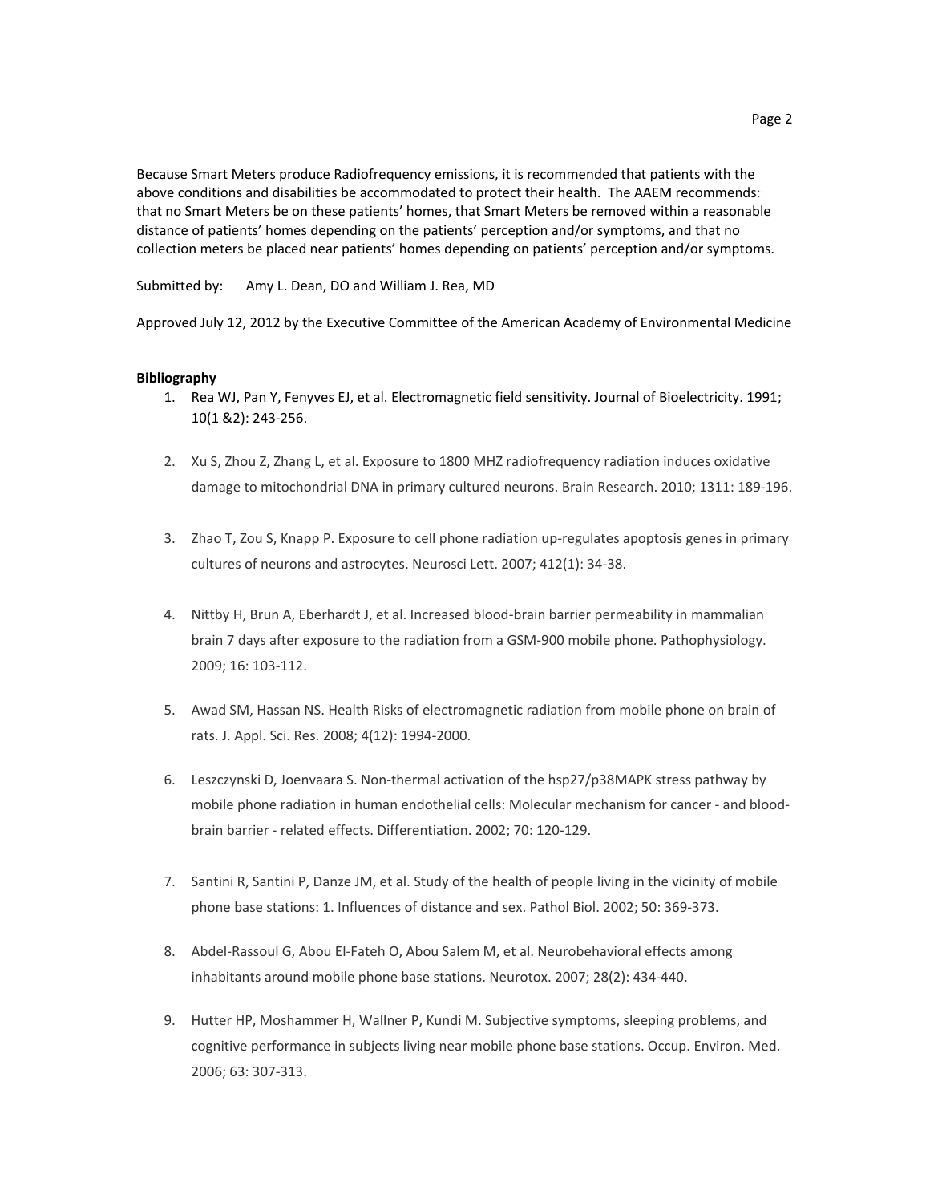Because Smart Meters produce Radiofrequency emissions, it is recommended that patients with the above conditions and disabilities be accommodated to protect their health. The AAEM recommends: that no Smart Meters be on these patients' homes, that Smart Meters be removed within a reasonable distance of patients' homes depending on the patients' perception and/or symptoms, and that no collection meters be placed near patients' homes depending on patients' perception and/or symptoms.

Submitted by: Amy L. Dean, DO and William J. Rea, MD

Approved July 12, 2012 by the Executive Committee of the American Academy of Environmental Medicine

**Bibliography**

1. Rea WJ, Pan Y, Fenyves EJ, et al. Electromagnetic field sensitivity. Journal of Bioelectricity. 1991; 10(1 &2): 243-256.
2. Xu S, Zhou Z, Zhang L, et al. Exposure to 1800 MHZ radiofrequency radiation induces oxidative damage to mitochondrial DNA in primary cultured neurons. Brain Research. 2010; 1311: 189-196.
3. Zhao T, Zou S, Knapp P. Exposure to cell phone radiation up-regulates apoptosis genes in primary cultures of neurons and astrocytes. Neurosci Lett. 2007; 412(1): 34-38.
4. Nittby H, Brun A, Eberhardt J, et al. Increased blood-brain barrier permeability in mammalian brain 7 days after exposure to the radiation from a GSM-900 mobile phone. Pathophysiology. 2009; 16: 103-112.
5. Awad SM, Hassan NS. Health Risks of electromagnetic radiation from mobile phone on brain of rats. J. Appl. Sci. Res. 2008; 4(12): 1994-2000.
6. Leszczynski D, Joenvaara S. Non-thermal activation of the hsp27/p38MAPK stress pathway by mobile phone radiation in human endothelial cells: Molecular mechanism for cancer - and blood-brain barrier - related effects. Differentiation. 2002; 70: 120-129.
7. Santini R, Santini P, Danze JM, et al. Study of the health of people living in the vicinity of mobile phone base stations: 1. Influences of distance and sex. Pathol Biol. 2002; 50: 369-373.
8. Abdel-Rassoul G, Abou El-Fateh O, Abou Salem M, et al. Neurobehavioral effects among inhabitants around mobile phone base stations. Neurotox. 2007; 28(2): 434-440.
9. Hutter HP, Moshammer H, Wallner P, Kundi M. Subjective symptoms, sleeping problems, and cognitive performance in subjects living near mobile phone base stations. Occup. Environ. Med. 2006; 63: 307-313.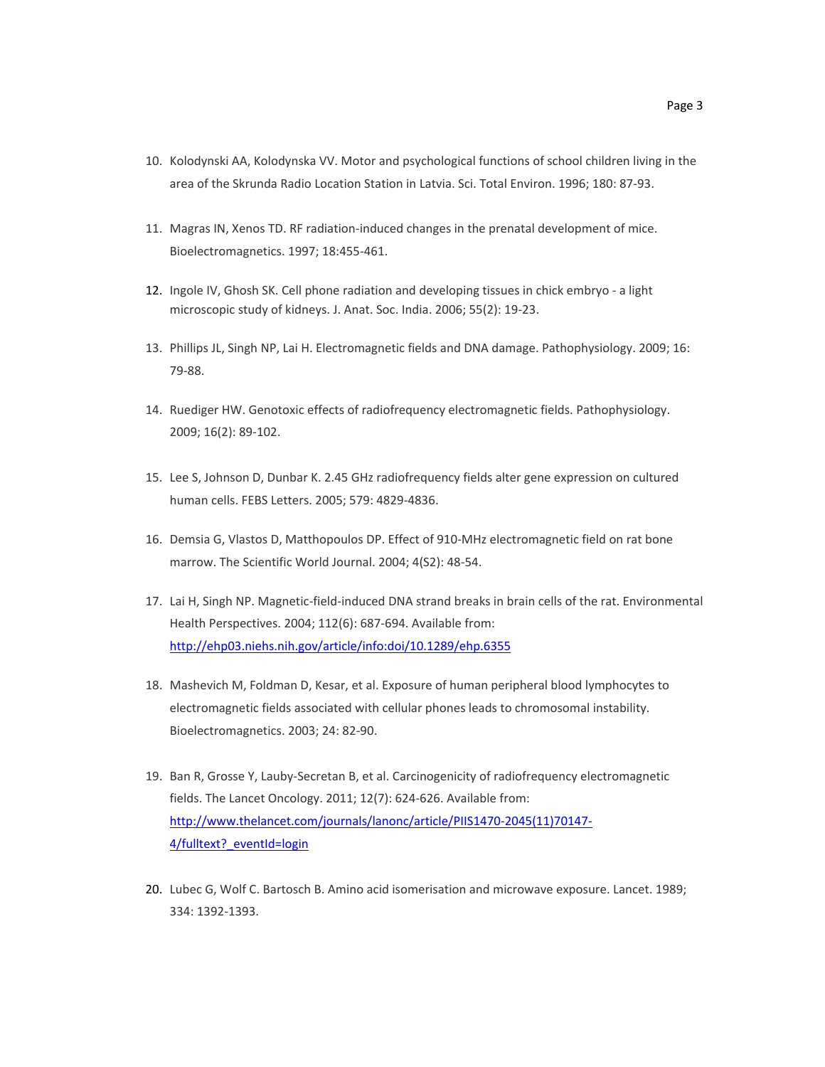10. Kolodynski AA, Kolodynska VV. Motor and psychological functions of school children living in the area of the Skrunda Radio Location Station in Latvia. Sci. Total Environ. 1996; 180: 87-93.

11. Magras IN, Xenos TD. RF radiation-induced changes in the prenatal development of mice. Bioelectromagnetics. 1997; 18:455-461.

12. Ingole IV, Ghosh SK. Cell phone radiation and developing tissues in chick embryo - a light microscopic study of kidneys. J. Anat. Soc. India. 2006; 55(2): 19-23.

13. Phillips JL, Singh NP, Lai H. Electromagnetic fields and DNA damage. Pathophysiology. 2009; 16: 79-88.

14. Ruediger HW. Genotoxic effects of radiofrequency electromagnetic fields. Pathophysiology. 2009; 16(2): 89-102.

15. Lee S, Johnson D, Dunbar K. 2.45 GHz radiofrequency fields alter gene expression on cultured human cells. FEBS Letters. 2005; 579: 4829-4836.

16. Demsia G, Vlastos D, Matthopoulos DP. Effect of 910-MHz electromagnetic field on rat bone marrow. The Scientific World Journal. 2004; 4(S2): 48-54.

17. Lai H, Singh NP. Magnetic-field-induced DNA strand breaks in brain cells of the rat. Environmental Health Perspectives. 2004; 112(6): 687-694. Available from: [http://ehp03.niehs.nih.gov/article/info:doi/10.1289/ehp.6355](http://ehp03.niehs.nih.gov/article/info:doi/10.1289/ehp.6355)

18. Mashevich M, Foldman D, Kesar, et al. Exposure of human peripheral blood lymphocytes to electromagnetic fields associated with cellular phones leads to chromosomal instability. Bioelectromagnetics. 2003; 24: 82-90.

19. Ban R, Grosse Y, Lauby-Secretan B, et al. Carcinogenicity of radiofrequency electromagnetic fields. The Lancet Oncology. 2011; 12(7): 624-626. Available from: [http://www.thelancet.com/journals/lanonc/article/PIIS1470-2045(11)70147-4/fulltext?_eventId=login](http://www.thelancet.com/journals/lanonc/article/PIIS1470-2045(11)70147-4/fulltext?_eventId=login)

20. Lubec G, Wolf C. Bartosch B. Amino acid isomerisation and microwave exposure. Lancet. 1989; 334: 1392-1393.